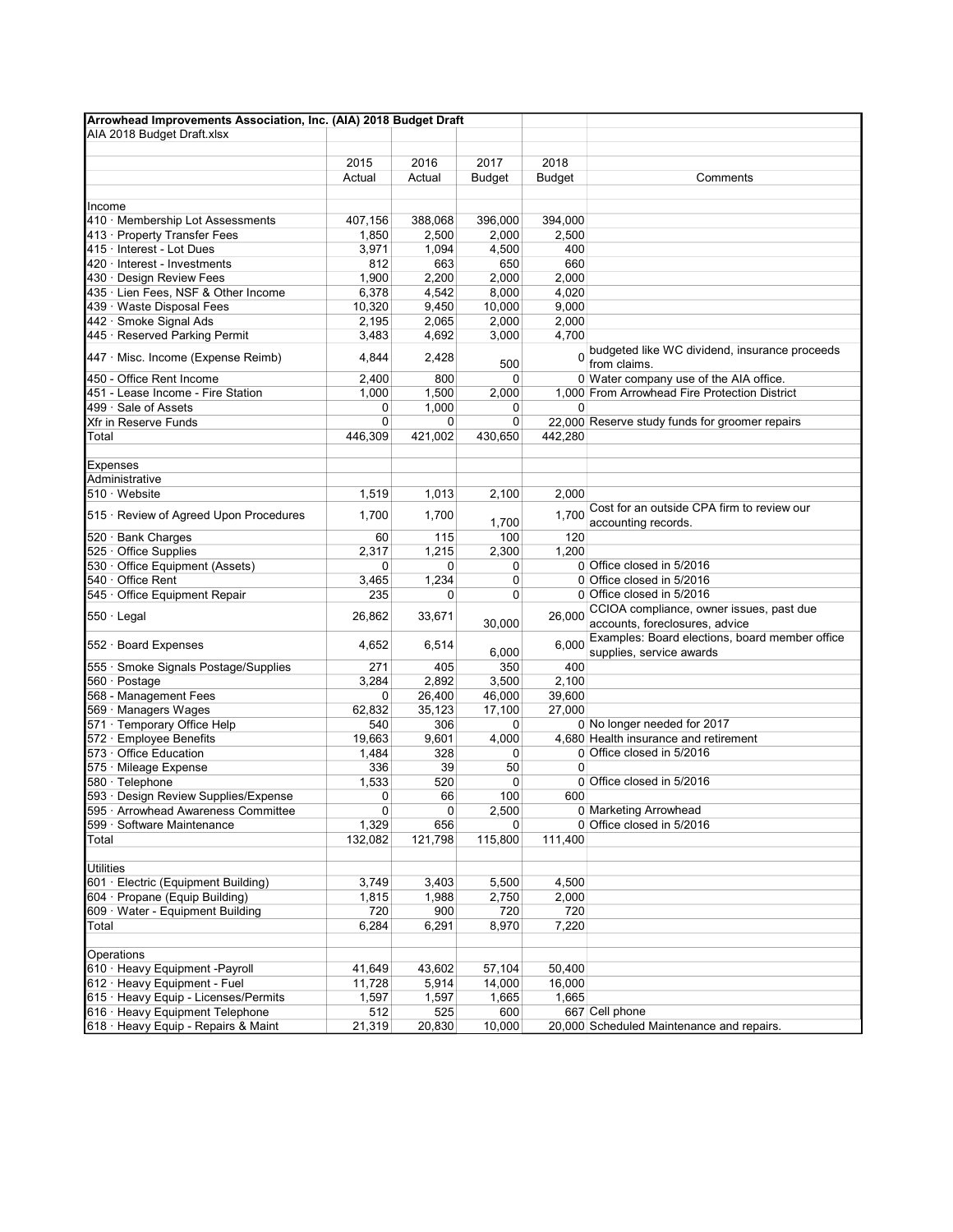**Arrowhead Improvements Association, Inc. (AIA) 2018 Budget Draft**

AIA 2018 Budget Draft.xlsx

| | 2015 Actual | 2016 Actual | 2017 Budget | 2018 Budget | Comments |
|---|---|---|---|---|---|
| **Income** | | | | | |
| 410 · Membership Lot Assessments | 407,156 | 388,068 | 396,000 | 394,000 | |
| 413 · Property Transfer Fees | 1,850 | 2,500 | 2,000 | 2,500 | |
| 415 · Interest - Lot Dues | 3,971 | 1,094 | 4,500 | 400 | |
| 420 · Interest - Investments | 812 | 663 | 650 | 660 | |
| 430 · Design Review Fees | 1,900 | 2,200 | 2,000 | 2,000 | |
| 435 · Lien Fees, NSF & Other Income | 6,378 | 4,542 | 8,000 | 4,020 | |
| 439 · Waste Disposal Fees | 10,320 | 9,450 | 10,000 | 9,000 | |
| 442 · Smoke Signal Ads | 2,195 | 2,065 | 2,000 | 2,000 | |
| 445 · Reserved Parking Permit | 3,483 | 4,692 | 3,000 | 4,700 | |
| 447 · Misc. Income (Expense Reimb) | 4,844 | 2,428 | 500 | 0 | budgeted like WC dividend, insurance proceeds from claims. |
| 450 - Office Rent Income | 2,400 | 800 | 0 | 0 | Water company use of the AIA office. |
| 451 · Lease Income - Fire Station | 1,000 | 1,500 | 2,000 | 1,000 | From Arrowhead Fire Protection District |
| 499 · Sale of Assets | 0 | 1,000 | 0 | 0 | |
| Xfr in Reserve Funds | 0 | 0 | 0 | 22,000 | Reserve study funds for groomer repairs |
| Total | 446,309 | 421,002 | 430,650 | 442,280 | |
| **Expenses** | | | | | |
| Administrative | | | | | |
| 510 · Website | 1,519 | 1,013 | 2,100 | 2,000 | |
| 515 · Review of Agreed Upon Procedures | 1,700 | 1,700 | 1,700 | 1,700 | Cost for an outside CPA firm to review our accounting records. |
| 520 · Bank Charges | 60 | 115 | 100 | 120 | |
| 525 · Office Supplies | 2,317 | 1,215 | 2,300 | 1,200 | |
| 530 · Office Equipment (Assets) | 0 | 0 | 0 | 0 | Office closed in 5/2016 |
| 540 · Office Rent | 3,465 | 1,234 | 0 | 0 | Office closed in 5/2016 |
| 545 · Office Equipment Repair | 235 | 0 | 0 | 0 | Office closed in 5/2016 |
| 550 · Legal | 26,862 | 33,671 | 30,000 | 26,000 | CCIOA compliance, owner issues, past due accounts, foreclosures, advice |
| 552 · Board Expenses | 4,652 | 6,514 | 6,000 | 6,000 | Examples: Board elections, board member office supplies, service awards |
| 555 · Smoke Signals Postage/Supplies | 271 | 405 | 350 | 400 | |
| 560 · Postage | 3,284 | 2,892 | 3,500 | 2,100 | |
| 568 - Management Fees | 0 | 26,400 | 46,000 | 39,600 | |
| 569 · Managers Wages | 62,832 | 35,123 | 17,100 | 27,000 | |
| 571 · Temporary Office Help | 540 | 306 | 0 | 0 | No longer needed for 2017 |
| 572 · Employee Benefits | 19,663 | 9,601 | 4,000 | 4,680 | Health insurance and retirement |
| 573 · Office Education | 1,484 | 328 | 0 | 0 | Office closed in 5/2016 |
| 575 · Mileage Expense | 336 | 39 | 50 | 0 | |
| 580 · Telephone | 1,533 | 520 | 0 | 0 | Office closed in 5/2016 |
| 593 · Design Review Supplies/Expense | 0 | 66 | 100 | 600 | |
| 595 · Arrowhead Awareness Committee | 0 | 0 | 2,500 | 0 | Marketing Arrowhead |
| 599 · Software Maintenance | 1,329 | 656 | 0 | 0 | Office closed in 5/2016 |
| Total | 132,082 | 121,798 | 115,800 | 111,400 | |
| **Utilities** | | | | | |
| 601 · Electric (Equipment Building) | 3,749 | 3,403 | 5,500 | 4,500 | |
| 604 · Propane (Equip Building) | 1,815 | 1,988 | 2,750 | 2,000 | |
| 609 · Water - Equipment Building | 720 | 900 | 720 | 720 | |
| Total | 6,284 | 6,291 | 8,970 | 7,220 | |
| **Operations** | | | | | |
| 610 · Heavy Equipment -Payroll | 41,649 | 43,602 | 57,104 | 50,400 | |
| 612 · Heavy Equipment - Fuel | 11,728 | 5,914 | 14,000 | 16,000 | |
| 615 · Heavy Equip - Licenses/Permits | 1,597 | 1,597 | 1,665 | 1,665 | |
| 616 · Heavy Equipment Telephone | 512 | 525 | 600 | 667 | Cell phone |
| 618 · Heavy Equip - Repairs & Maint | 21,319 | 20,830 | 10,000 | 20,000 | Scheduled Maintenance and repairs. |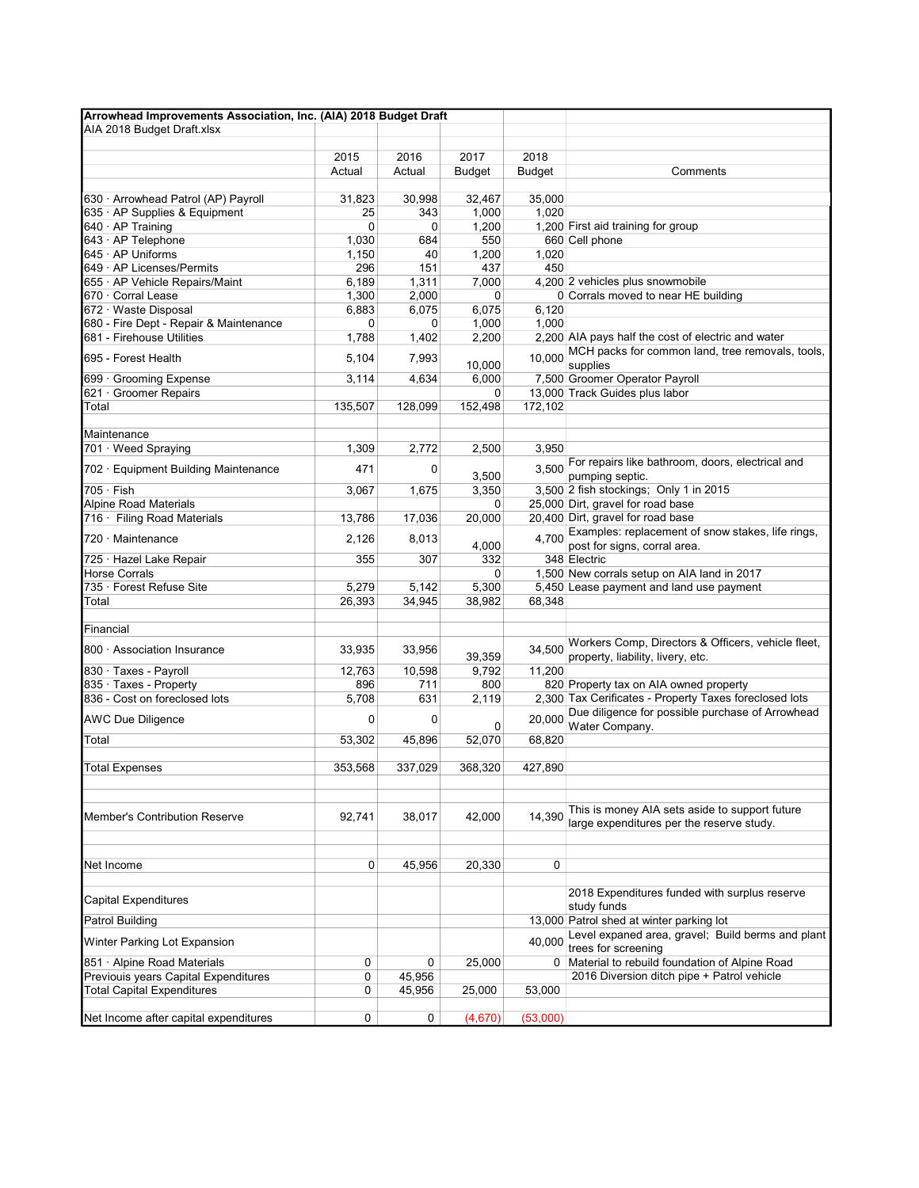| Arrowhead Improvements Association, Inc. (AIA) 2018 Budget Draft | | | | | |
|---|---|---|---|---|---|
| AIA 2018 Budget Draft.xlsx | | | | | |
| | 2015 Actual | 2016 Actual | 2017 Budget | 2018 Budget | Comments |
| 630 · Arrowhead Patrol (AP) Payroll | 31,823 | 30,998 | 32,467 | 35,000 | |
| 635 · AP Supplies & Equipment | 25 | 343 | 1,000 | 1,020 | |
| 640 · AP Training | 0 | 0 | 1,200 | 1,200 | First aid training for group |
| 643 · AP Telephone | 1,030 | 684 | 550 | 660 | Cell phone |
| 645 · AP Uniforms | 1,150 | 40 | 1,200 | 1,020 | |
| 649 · AP Licenses/Permits | 296 | 151 | 437 | 450 | |
| 655 · AP Vehicle Repairs/Maint | 6,189 | 1,311 | 7,000 | 4,200 | 2 vehicles plus snowmobile |
| 670 · Corral Lease | 1,300 | 2,000 | 0 | 0 | Corrals moved to near HE building |
| 672 · Waste Disposal | 6,883 | 6,075 | 6,075 | 6,120 | |
| 680 - Fire Dept - Repair & Maintenance | 0 | 0 | 1,000 | 1,000 | |
| 681 - Firehouse Utilities | 1,788 | 1,402 | 2,200 | 2,200 | AIA pays half the cost of electric and water |
| 695 - Forest Health | 5,104 | 7,993 | 10,000 | 10,000 | MCH packs for common land, tree removals, tools, supplies |
| 699 · Grooming Expense | 3,114 | 4,634 | 6,000 | 7,500 | Groomer Operator Payroll |
| 621 · Groomer Repairs | | | 0 | 13,000 | Track Guides plus labor |
| Total | 135,507 | 128,099 | 152,498 | 172,102 | |
| | | | | | |
| Maintenance | | | | | |
| 701 · Weed Spraying | 1,309 | 2,772 | 2,500 | 3,950 | |
| 702 · Equipment Building Maintenance | 471 | 0 | 3,500 | 3,500 | For repairs like bathroom, doors, electrical and pumping septic. |
| 705 · Fish | 3,067 | 1,675 | 3,350 | 3,500 | 2 fish stockings; Only 1 in 2015 |
| Alpine Road Materials | | | 0 | 25,000 | Dirt, gravel for road base |
| 716 · Filing Road Materials | 13,786 | 17,036 | 20,000 | 20,400 | Dirt, gravel for road base |
| 720 · Maintenance | 2,126 | 8,013 | 4,000 | 4,700 | Examples: replacement of snow stakes, life rings, post for signs, corral area. |
| 725 · Hazel Lake Repair | 355 | 307 | 332 | 348 | Electric |
| Horse Corrals | | | 0 | 1,500 | New corrals setup on AIA land in 2017 |
| 735 · Forest Refuse Site | 5,279 | 5,142 | 5,300 | 5,450 | Lease payment and land use payment |
| Total | 26,393 | 34,945 | 38,982 | 68,348 | |
| | | | | | |
| Financial | | | | | |
| 800 · Association Insurance | 33,935 | 33,956 | 39,359 | 34,500 | Workers Comp, Directors & Officers, vehicle fleet, property, liability, livery, etc. |
| 830 · Taxes - Payroll | 12,763 | 10,598 | 9,792 | 11,200 | |
| 835 · Taxes - Property | 896 | 711 | 800 | 820 | Property tax on AIA owned property |
| 836 - Cost on foreclosed lots | 5,708 | 631 | 2,119 | 2,300 | Tax Cerificates - Property Taxes foreclosed lots |
| AWC Due Diligence | 0 | 0 | 0 | 20,000 | Due diligence for possible purchase of Arrowhead Water Company. |
| Total | 53,302 | 45,896 | 52,070 | 68,820 | |
| | | | | | |
| Total Expenses | 353,568 | 337,029 | 368,320 | 427,890 | |
| | | | | | |
| Member's Contribution Reserve | 92,741 | 38,017 | 42,000 | 14,390 | This is money AIA sets aside to support future large expenditures per the reserve study. |
| | | | | | |
| Net Income | 0 | 45,956 | 20,330 | 0 | |
| | | | | | |
| Capital Expenditures | | | | | 2018 Expenditures funded with surplus reserve study funds |
| Patrol Building | | | | 13,000 | Patrol shed at winter parking lot |
| Winter Parking Lot Expansion | | | | 40,000 | Level expaned area, gravel; Build berms and plant trees for screening |
| 851 · Alpine Road Materials | 0 | 0 | 25,000 | 0 | Material to rebuild foundation of Alpine Road |
| Previouis years Capital Expenditures | 0 | 45,956 | | | 2016 Diversion ditch pipe + Patrol vehicle |
| Total Capital Expenditures | 0 | 45,956 | 25,000 | 53,000 | |
| | | | | | |
| Net Income after capital expenditures | 0 | 0 | (4,670) | (53,000) | |